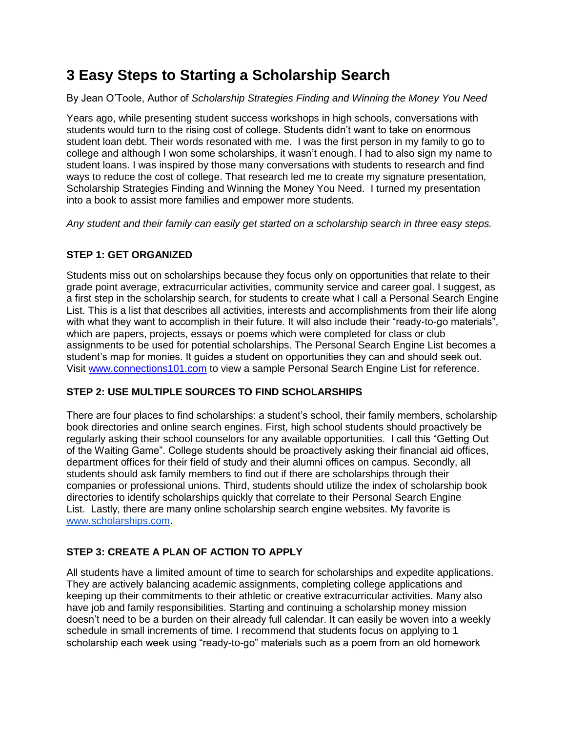# 3 Easy Steps to Starting a Scholarship Search

By Jean O'Toole, Author of *Scholarship Strategies Finding and Winning the Money You Need*

Years ago, while presenting student success workshops in high schools, conversations with students would turn to the rising cost of college. Students didn't want to take on enormous student loan debt. Their words resonated with me. I was the first person in my family to go to college and although I won some scholarships, it wasn't enough. I had to also sign my name to student loans. I was inspired by those many conversations with students to research and find ways to reduce the cost of college. That research led me to create my signature presentation, Scholarship Strategies Finding and Winning the Money You Need. I turned my presentation into a book to assist more families and empower more students.

*Any student and their family can easily get started on a scholarship search in three easy steps.*

### STEP 1: GET ORGANIZED

Students miss out on scholarships because they focus only on opportunities that relate to their grade point average, extracurricular activities, community service and career goal. I suggest, as a first step in the scholarship search, for students to create what I call a Personal Search Engine List. This is a list that describes all activities, interests and accomplishments from their life along with what they want to accomplish in their future. It will also include their "ready-to-go materials", which are papers, projects, essays or poems which were completed for class or club assignments to be used for potential scholarships. The Personal Search Engine List becomes a student's map for monies. It guides a student on opportunities they can and should seek out. Visit [www.connections101.com](http://www.connections101.com) to view a sample Personal Search Engine List for reference.

### STEP 2: USE MULTIPLE SOURCES TO FIND SCHOLARSHIPS

There are four places to find scholarships: a student's school, their family members, scholarship book directories and online search engines. First, high school students should proactively be regularly asking their school counselors for any available opportunities. I call this "Getting Out of the Waiting Game". College students should be proactively asking their financial aid offices, department offices for their field of study and their alumni offices on campus. Secondly, all students should ask family members to find out if there are scholarships through their companies or professional unions. Third, students should utilize the index of scholarship book directories to identify scholarships quickly that correlate to their Personal Search Engine List. Lastly, there are many online scholarship search engine websites. My favorite is [www.scholarships.com](http://www.scholarships.com).

### STEP 3: CREATE A PLAN OF ACTION TO APPLY

All students have a limited amount of time to search for scholarships and expedite applications. They are actively balancing academic assignments, completing college applications and keeping up their commitments to their athletic or creative extracurricular activities. Many also have job and family responsibilities. Starting and continuing a scholarship money mission doesn't need to be a burden on their already full calendar. It can easily be woven into a weekly schedule in small increments of time. I recommend that students focus on applying to 1 scholarship each week using "ready-to-go" materials such as a poem from an old homework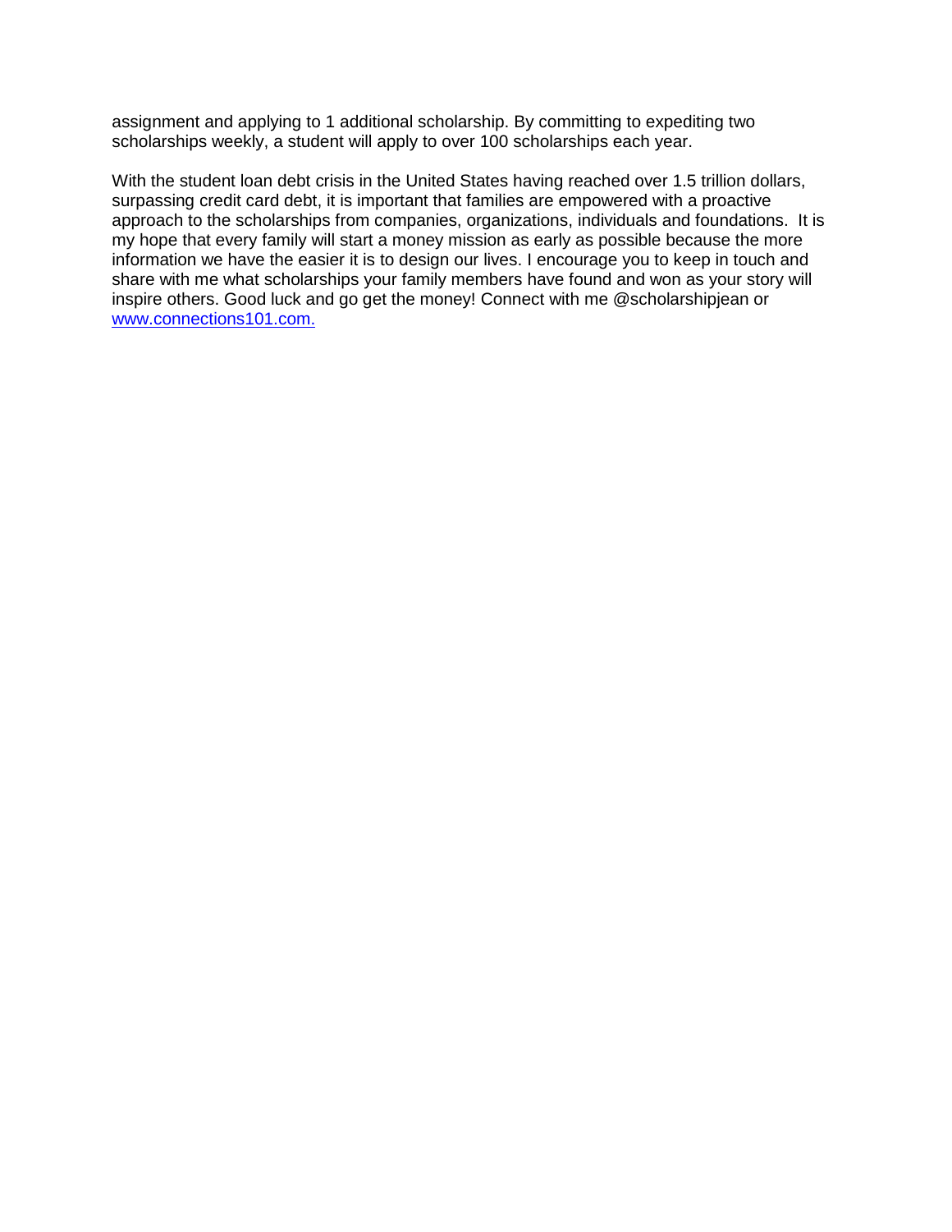assignment and applying to 1 additional scholarship. By committing to expediting two scholarships weekly, a student will apply to over 100 scholarships each year.

With the student loan debt crisis in the United States having reached over 1.5 trillion dollars, surpassing credit card debt, it is important that families are empowered with a proactive approach to the scholarships from companies, organizations, individuals and foundations. It is my hope that every family will start a money mission as early as possible because the more information we have the easier it is to design our lives. I encourage you to keep in touch and share with me what scholarships your family members have found and won as your story will inspire others. Good luck and go get the money! Connect with me @scholarshipjean or [www.connections101.com.](http://www.connections101.com)